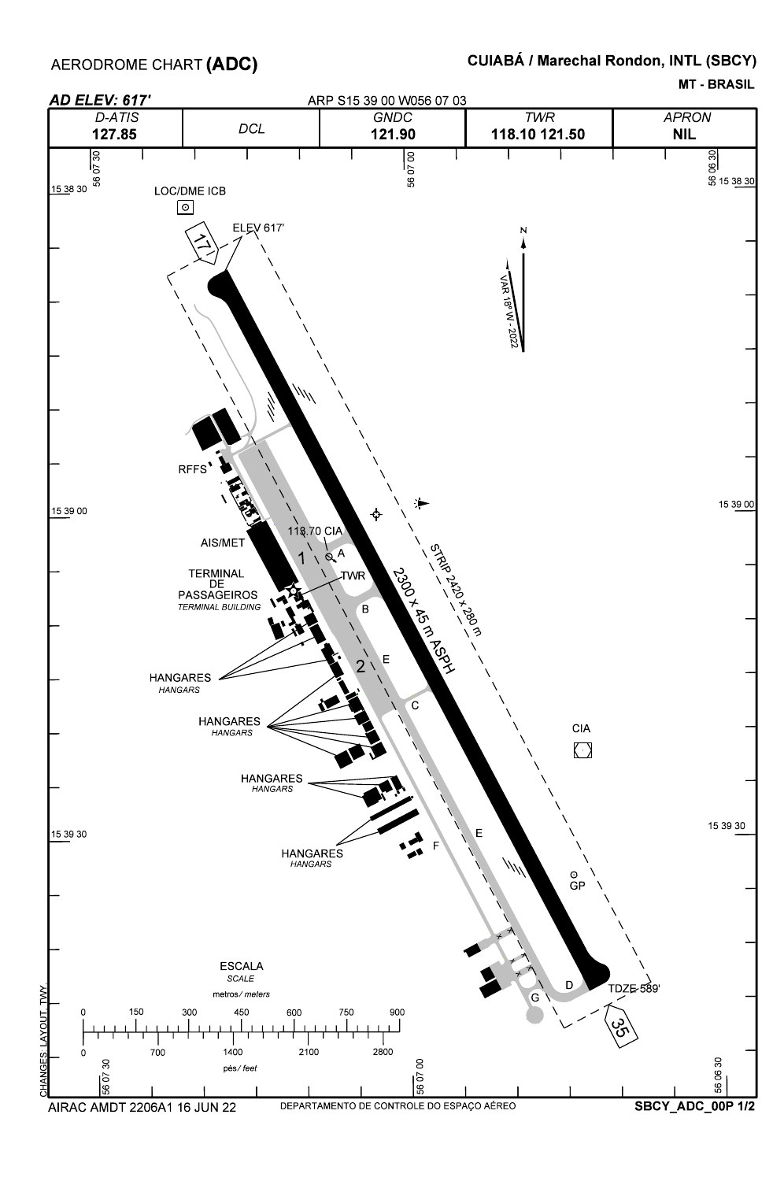# AERODROME CHART (ADC)

## CUIABÁ / Marechal Rondon, INTL (SBCY)

**MT - BRASIL**

***AD ELEV: 617'*** ARP S15 39 00 W056 07 03

| D-ATIS | DCL | GNDC | TWR | APRON |
|---|---|---|---|---|
| 127.85 | | 121.90 | 118.10 121.50 | NIL |

15 38 30

56 07 30 56 07 00 56 06 30

LOC/DME ICB

17

ELEV 617'

N

VAR 18° W - 2022

RFFS

15 39 00

118.70 CIA

AIS/MET

1

A

TERMINAL DE PASSAGEIROS
*TERMINAL BUILDING*

TWR

B

2300 x 45 m ASPH

STRIP 2420 x 280 m

2

E

HANGARES
*HANGARS*

C

HANGARES
*HANGARS*

CIA

HANGARES
*HANGARS*

15 39 30

E

F

HANGARES
*HANGARS*

GP

ESCALA
*SCALE*

metros/ *meters*

0 150 300 450 600 750 900

0 700 1400 2100 2800

pés/ *feet*

D

TDZE 589'

G

35

CHANGES: LAYOUT, TWY.

AIRAC AMDT 2206A1 16 JUN 22

DEPARTAMENTO DE CONTROLE DO ESPAÇO AÉREO

SBCY_ADC_00P 1/2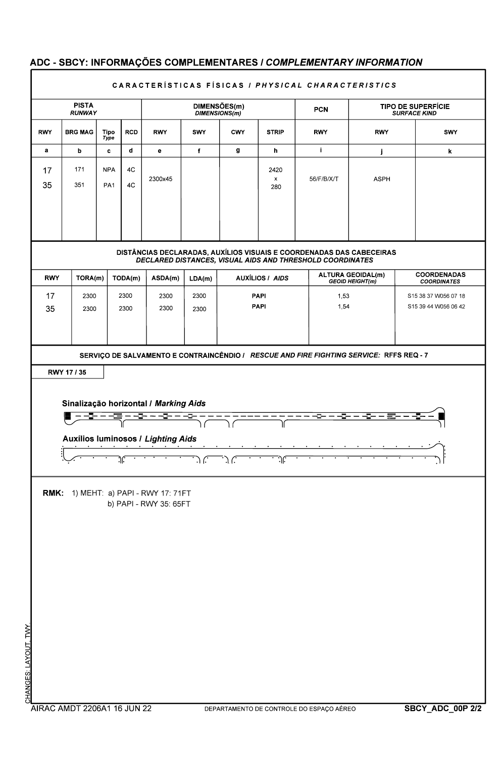## ADC - SBCY: INFORMAÇÕES COMPLEMENTARES / *COMPLEMENTARY INFORMATION*

### CARACTERÍSTICAS FÍSICAS / *PHYSICAL CHARACTERISTICS*

| PISTA *RUNWAY* | | | | DIMENSÕES(m) *DIMENSIONS(m)* | | | | PCN | TIPO DE SUPERFÍCIE *SURFACE KIND* | |
|---|---|---|---|---|---|---|---|---|---|---|
| RWY | BRG MAG | Tipo *Type* | RCD | RWY | SWY | CWY | STRIP | RWY | RWY | SWY |
| a | b | c | d | e | f | g | h | i | j | k |
| 17 | 171 | NPA | 4C | 2300x45 | | | 2420 x 280 | 56/F/B/X/T | ASPH | |
| 35 | 351 | PA1 | 4C | | | | | | | |

### DISTÂNCIAS DECLARADAS, AUXÍLIOS VISUAIS E COORDENADAS DAS CABECEIRAS / *DECLARED DISTANCES, VISUAL AIDS AND THRESHOLD COORDINATES*

| RWY | TORA(m) | TODA(m) | ASDA(m) | LDA(m) | AUXÍLIOS / *AIDS* | ALTURA GEOIDAL(m) *GEOID HEIGHT(m)* | COORDENADAS *COORDINATES* |
|---|---|---|---|---|---|---|---|
| 17 | 2300 | 2300 | 2300 | 2300 | PAPI | 1,53 | S15 38 37 W056 07 18 |
| 35 | 2300 | 2300 | 2300 | 2300 | PAPI | 1,54 | S15 39 44 W056 06 42 |

**SERVIÇO DE SALVAMENTO E CONTRAINCÊNDIO / *RESCUE AND FIRE FIGHTING SERVICE:* RFFS REQ - 7**

**RWY 17 / 35**

**Sinalização horizontal / *Marking Aids***

**Auxílios luminosos / *Lighting Aids***

**RMK:** 1) MEHT: a) PAPI - RWY 17: 71FT
b) PAPI - RWY 35: 65FT

CHANGES: LAYOUT, TWY.

AIRAC AMDT 2206A1 16 JUN 22

DEPARTAMENTO DE CONTROLE DO ESPAÇO AÉREO

SBCY_ADC_00P